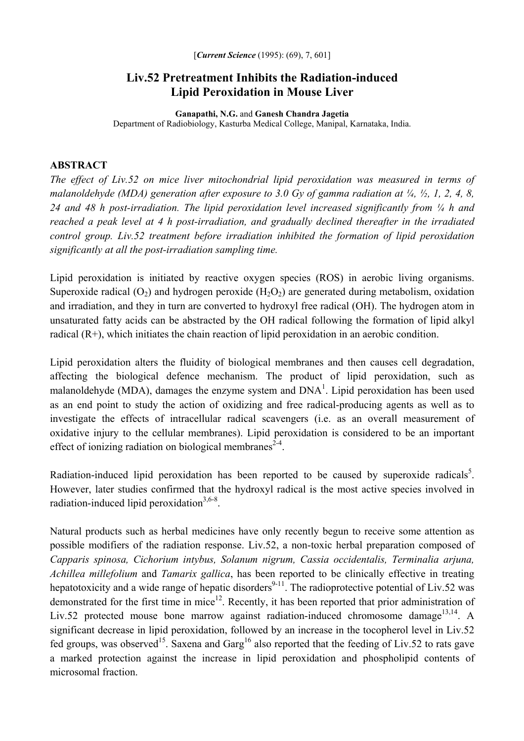[*Current Science* (1995): (69), 7, 601]

# Liv.52 Pretreatment Inhibits the Radiation-induced Lipid Peroxidation in Mouse Liver

**Ganapathi, N.G.** and **Ganesh Chandra Jagetia**
Department of Radiobiology, Kasturba Medical College, Manipal, Karnataka, India.

## ABSTRACT

*The effect of Liv.52 on mice liver mitochondrial lipid peroxidation was measured in terms of malanoldehyde (MDA) generation after exposure to 3.0 Gy of gamma radiation at ¼, ½, 1, 2, 4, 8, 24 and 48 h post-irradiation. The lipid peroxidation level increased significantly from ¼ h and reached a peak level at 4 h post-irradiation, and gradually declined thereafter in the irradiated control group. Liv.52 treatment before irradiation inhibited the formation of lipid peroxidation significantly at all the post-irradiation sampling time.*

Lipid peroxidation is initiated by reactive oxygen species (ROS) in aerobic living organisms. Superoxide radical ($O_2$) and hydrogen peroxide ($H_2O_2$) are generated during metabolism, oxidation and irradiation, and they in turn are converted to hydroxyl free radical (OH). The hydrogen atom in unsaturated fatty acids can be abstracted by the OH radical following the formation of lipid alkyl radical (R+), which initiates the chain reaction of lipid peroxidation in an aerobic condition.

Lipid peroxidation alters the fluidity of biological membranes and then causes cell degradation, affecting the biological defence mechanism. The product of lipid peroxidation, such as malanoldehyde (MDA), damages the enzyme system and DNA[1]. Lipid peroxidation has been used as an end point to study the action of oxidizing and free radical-producing agents as well as to investigate the effects of intracellular radical scavengers (i.e. as an overall measurement of oxidative injury to the cellular membranes). Lipid peroxidation is considered to be an important effect of ionizing radiation on biological membranes[2-4].

Radiation-induced lipid peroxidation has been reported to be caused by superoxide radicals[5]. However, later studies confirmed that the hydroxyl radical is the most active species involved in radiation-induced lipid peroxidation[3,6-8].

Natural products such as herbal medicines have only recently begun to receive some attention as possible modifiers of the radiation response. Liv.52, a non-toxic herbal preparation composed of *Capparis spinosa, Cichorium intybus, Solanum nigrum, Cassia occidentalis, Terminalia arjuna, Achillea millefolium* and *Tamarix gallica*, has been reported to be clinically effective in treating hepatotoxicity and a wide range of hepatic disorders[9-11]. The radioprotective potential of Liv.52 was demonstrated for the first time in mice[12]. Recently, it has been reported that prior administration of Liv.52 protected mouse bone marrow against radiation-induced chromosome damage[13,14]. A significant decrease in lipid peroxidation, followed by an increase in the tocopherol level in Liv.52 fed groups, was observed[15]. Saxena and Garg[16] also reported that the feeding of Liv.52 to rats gave a marked protection against the increase in lipid peroxidation and phospholipid contents of microsomal fraction.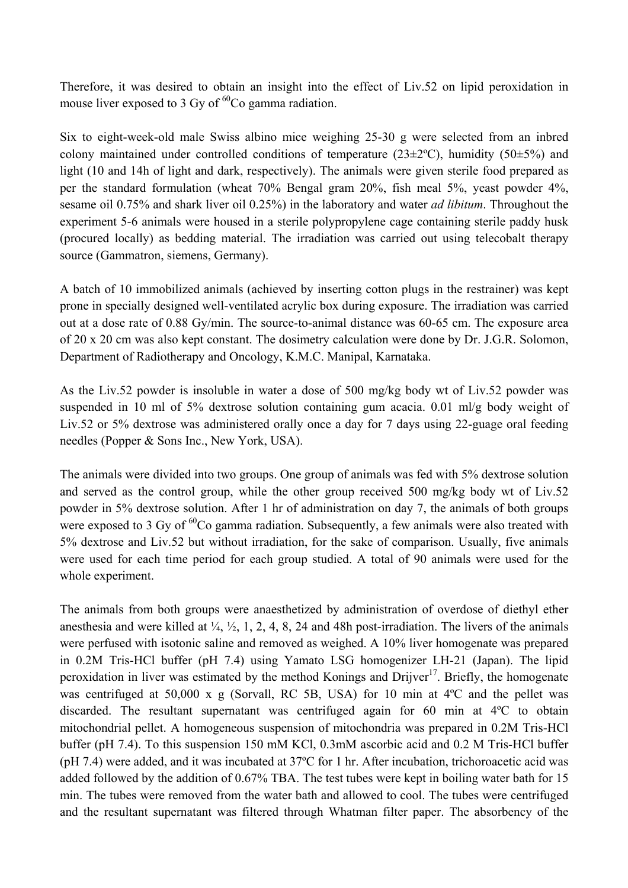Therefore, it was desired to obtain an insight into the effect of Liv.52 on lipid peroxidation in mouse liver exposed to 3 Gy of $^{60}$Co gamma radiation.

Six to eight-week-old male Swiss albino mice weighing 25-30 g were selected from an inbred colony maintained under controlled conditions of temperature (23±2ºC), humidity (50±5%) and light (10 and 14h of light and dark, respectively). The animals were given sterile food prepared as per the standard formulation (wheat 70% Bengal gram 20%, fish meal 5%, yeast powder 4%, sesame oil 0.75% and shark liver oil 0.25%) in the laboratory and water *ad libitum*. Throughout the experiment 5-6 animals were housed in a sterile polypropylene cage containing sterile paddy husk (procured locally) as bedding material. The irradiation was carried out using telecobalt therapy source (Gammatron, siemens, Germany).

A batch of 10 immobilized animals (achieved by inserting cotton plugs in the restrainer) was kept prone in specially designed well-ventilated acrylic box during exposure. The irradiation was carried out at a dose rate of 0.88 Gy/min. The source-to-animal distance was 60-65 cm. The exposure area of 20 x 20 cm was also kept constant. The dosimetry calculation were done by Dr. J.G.R. Solomon, Department of Radiotherapy and Oncology, K.M.C. Manipal, Karnataka.

As the Liv.52 powder is insoluble in water a dose of 500 mg/kg body wt of Liv.52 powder was suspended in 10 ml of 5% dextrose solution containing gum acacia. 0.01 ml/g body weight of Liv.52 or 5% dextrose was administered orally once a day for 7 days using 22-guage oral feeding needles (Popper & Sons Inc., New York, USA).

The animals were divided into two groups. One group of animals was fed with 5% dextrose solution and served as the control group, while the other group received 500 mg/kg body wt of Liv.52 powder in 5% dextrose solution. After 1 hr of administration on day 7, the animals of both groups were exposed to 3 Gy of $^{60}$Co gamma radiation. Subsequently, a few animals were also treated with 5% dextrose and Liv.52 but without irradiation, for the sake of comparison. Usually, five animals were used for each time period for each group studied. A total of 90 animals were used for the whole experiment.

The animals from both groups were anaesthetized by administration of overdose of diethyl ether anesthesia and were killed at ¼, ½, 1, 2, 4, 8, 24 and 48h post-irradiation. The livers of the animals were perfused with isotonic saline and removed as weighed. A 10% liver homogenate was prepared in 0.2M Tris-HCl buffer (pH 7.4) using Yamato LSG homogenizer LH-21 (Japan). The lipid peroxidation in liver was estimated by the method Konings and Drijver[17]. Briefly, the homogenate was centrifuged at 50,000 x g (Sorvall, RC 5B, USA) for 10 min at 4ºC and the pellet was discarded. The resultant supernatant was centrifuged again for 60 min at 4ºC to obtain mitochondrial pellet. A homogeneous suspension of mitochondria was prepared in 0.2M Tris-HCl buffer (pH 7.4). To this suspension 150 mM KCl, 0.3mM ascorbic acid and 0.2 M Tris-HCl buffer (pH 7.4) were added, and it was incubated at 37ºC for 1 hr. After incubation, trichoroacetic acid was added followed by the addition of 0.67% TBA. The test tubes were kept in boiling water bath for 15 min. The tubes were removed from the water bath and allowed to cool. The tubes were centrifuged and the resultant supernatant was filtered through Whatman filter paper. The absorbency of the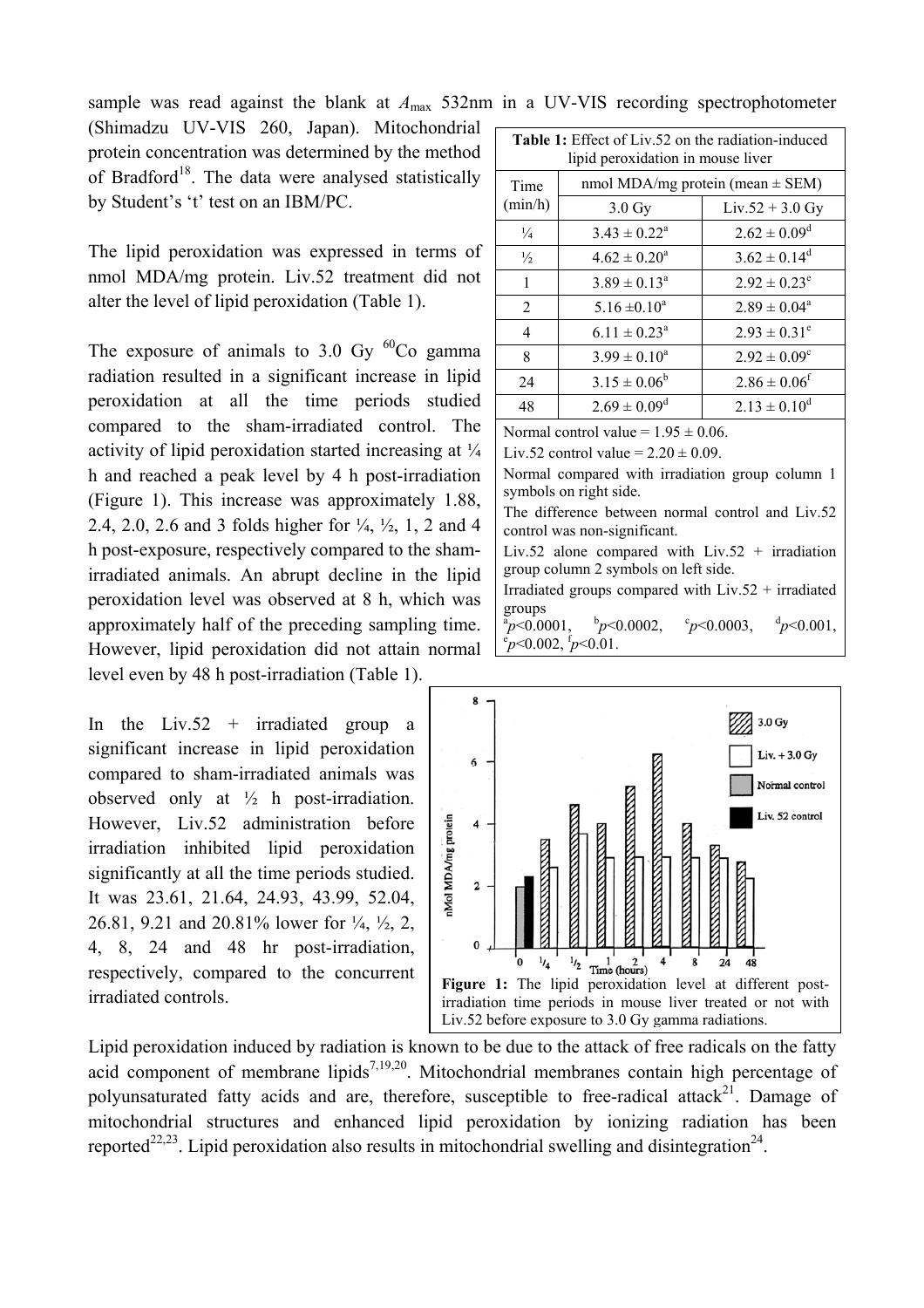sample was read against the blank at $A_{max}$ 532nm in a UV-VIS recording spectrophotometer (Shimadzu UV-VIS 260, Japan). Mitochondrial protein concentration was determined by the method of Bradford[18]. The data were analysed statistically by Student's 't' test on an IBM/PC.

The lipid peroxidation was expressed in terms of nmol MDA/mg protein. Liv.52 treatment did not alter the level of lipid peroxidation (Table 1).

The exposure of animals to 3.0 Gy $^{60}Co$ gamma radiation resulted in a significant increase in lipid peroxidation at all the time periods studied compared to the sham-irradiated control. The activity of lipid peroxidation started increasing at ¼ h and reached a peak level by 4 h post-irradiation (Figure 1). This increase was approximately 1.88, 2.4, 2.0, 2.6 and 3 folds higher for ¼, ½, 1, 2 and 4 h post-exposure, respectively compared to the sham-irradiated animals. An abrupt decline in the lipid peroxidation level was observed at 8 h, which was approximately half of the preceding sampling time. However, lipid peroxidation did not attain normal level even by 48 h post-irradiation (Table 1).

**Table 1:** Effect of Liv.52 on the radiation-induced lipid peroxidation in mouse liver

| Time (min/h) | nmol MDA/mg protein (mean ± SEM) | |
|---|---|---|
| | 3.0 Gy | Liv.52 + 3.0 Gy |
| ¼ | 3.43 ± 0.22[a] | 2.62 ± 0.09[d] |
| ½ | 4.62 ± 0.20[a] | 3.62 ± 0.14[d] |
| 1 | 3.89 ± 0.13[a] | 2.92 ± 0.23[e] |
| 2 | 5.16 ±0.10[a] | 2.89 ± 0.04[a] |
| 4 | 6.11 ± 0.23[a] | 2.93 ± 0.31[e] |
| 8 | 3.99 ± 0.10[a] | 2.92 ± 0.09[c] |
| 24 | 3.15 ± 0.06[b] | 2.86 ± 0.06[f] |
| 48 | 2.69 ± 0.09[d] | 2.13 ± 0.10[d] |

Normal control value = 1.95 ± 0.06.
Liv.52 control value = 2.20 ± 0.09.
Normal compared with irradiation group column 1 symbols on right side.
The difference between normal control and Liv.52 control was non-significant.
Liv.52 alone compared with Liv.52 + irradiation group column 2 symbols on left side.
Irradiated groups compared with Liv.52 + irradiated groups
[a]$p<0.0001$, [b]$p<0.0002$, [c]$p<0.0003$, [d]$p<0.001$, [e]$p<0.002$, [f]$p<0.01$.

In the Liv.52 + irradiated group a significant increase in lipid peroxidation compared to sham-irradiated animals was observed only at ½ h post-irradiation. However, Liv.52 administration before irradiation inhibited lipid peroxidation significantly at all the time periods studied. It was 23.61, 21.64, 24.93, 43.99, 52.04, 26.81, 9.21 and 20.81% lower for ¼, ½, 2, 4, 8, 24 and 48 hr post-irradiation, respectively, compared to the concurrent irradiated controls.

**Figure 1:** The lipid peroxidation level at different post-irradiation time periods in mouse liver treated or not with Liv.52 before exposure to 3.0 Gy gamma radiations.

Lipid peroxidation induced by radiation is known to be due to the attack of free radicals on the fatty acid component of membrane lipids[7,19,20]. Mitochondrial membranes contain high percentage of polyunsaturated fatty acids and are, therefore, susceptible to free-radical attack[21]. Damage of mitochondrial structures and enhanced lipid peroxidation by ionizing radiation has been reported[22,23]. Lipid peroxidation also results in mitochondrial swelling and disintegration[24].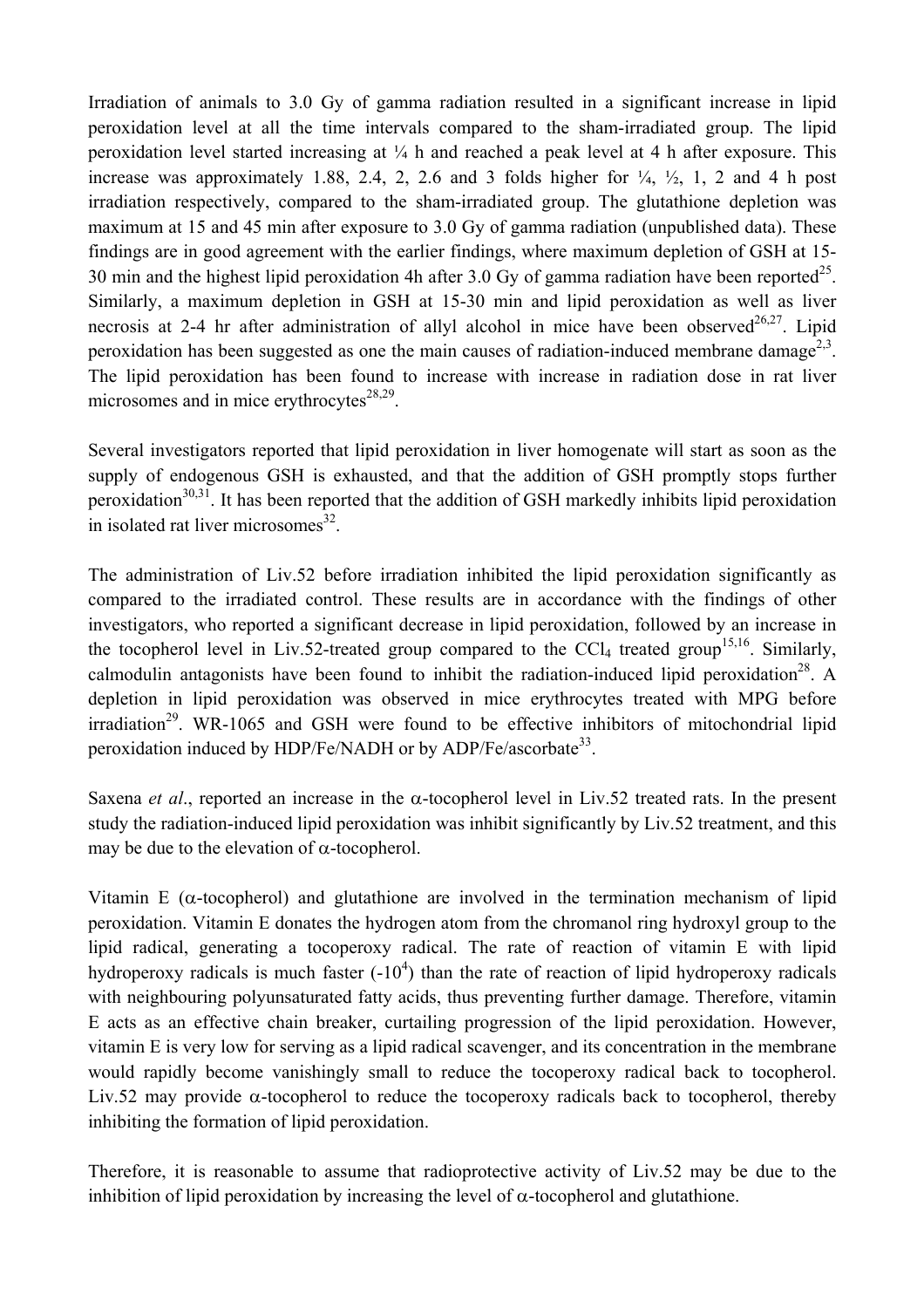Irradiation of animals to 3.0 Gy of gamma radiation resulted in a significant increase in lipid peroxidation level at all the time intervals compared to the sham-irradiated group. The lipid peroxidation level started increasing at ¼ h and reached a peak level at 4 h after exposure. This increase was approximately 1.88, 2.4, 2, 2.6 and 3 folds higher for ¼, ½, 1, 2 and 4 h post irradiation respectively, compared to the sham-irradiated group. The glutathione depletion was maximum at 15 and 45 min after exposure to 3.0 Gy of gamma radiation (unpublished data). These findings are in good agreement with the earlier findings, where maximum depletion of GSH at 15-30 min and the highest lipid peroxidation 4h after 3.0 Gy of gamma radiation have been reported[25]. Similarly, a maximum depletion in GSH at 15-30 min and lipid peroxidation as well as liver necrosis at 2-4 hr after administration of allyl alcohol in mice have been observed[26,27]. Lipid peroxidation has been suggested as one the main causes of radiation-induced membrane damage[2,3]. The lipid peroxidation has been found to increase with increase in radiation dose in rat liver microsomes and in mice erythrocytes[28,29].

Several investigators reported that lipid peroxidation in liver homogenate will start as soon as the supply of endogenous GSH is exhausted, and that the addition of GSH promptly stops further peroxidation[30,31]. It has been reported that the addition of GSH markedly inhibits lipid peroxidation in isolated rat liver microsomes[32].

The administration of Liv.52 before irradiation inhibited the lipid peroxidation significantly as compared to the irradiated control. These results are in accordance with the findings of other investigators, who reported a significant decrease in lipid peroxidation, followed by an increase in the tocopherol level in Liv.52-treated group compared to the $CCl_4$ treated group[15,16]. Similarly, calmodulin antagonists have been found to inhibit the radiation-induced lipid peroxidation[28]. A depletion in lipid peroxidation was observed in mice erythrocytes treated with MPG before irradiation[29]. WR-1065 and GSH were found to be effective inhibitors of mitochondrial lipid peroxidation induced by HDP/Fe/NADH or by ADP/Fe/ascorbate[33].

Saxena *et al*., reported an increase in the α-tocopherol level in Liv.52 treated rats. In the present study the radiation-induced lipid peroxidation was inhibit significantly by Liv.52 treatment, and this may be due to the elevation of α-tocopherol.

Vitamin E (α-tocopherol) and glutathione are involved in the termination mechanism of lipid peroxidation. Vitamin E donates the hydrogen atom from the chromanol ring hydroxyl group to the lipid radical, generating a tocoperoxy radical. The rate of reaction of vitamin E with lipid hydroperoxy radicals is much faster ($-10^4$) than the rate of reaction of lipid hydroperoxy radicals with neighbouring polyunsaturated fatty acids, thus preventing further damage. Therefore, vitamin E acts as an effective chain breaker, curtailing progression of the lipid peroxidation. However, vitamin E is very low for serving as a lipid radical scavenger, and its concentration in the membrane would rapidly become vanishingly small to reduce the tocoperoxy radical back to tocopherol. Liv.52 may provide α-tocopherol to reduce the tocoperoxy radicals back to tocopherol, thereby inhibiting the formation of lipid peroxidation.

Therefore, it is reasonable to assume that radioprotective activity of Liv.52 may be due to the inhibition of lipid peroxidation by increasing the level of α-tocopherol and glutathione.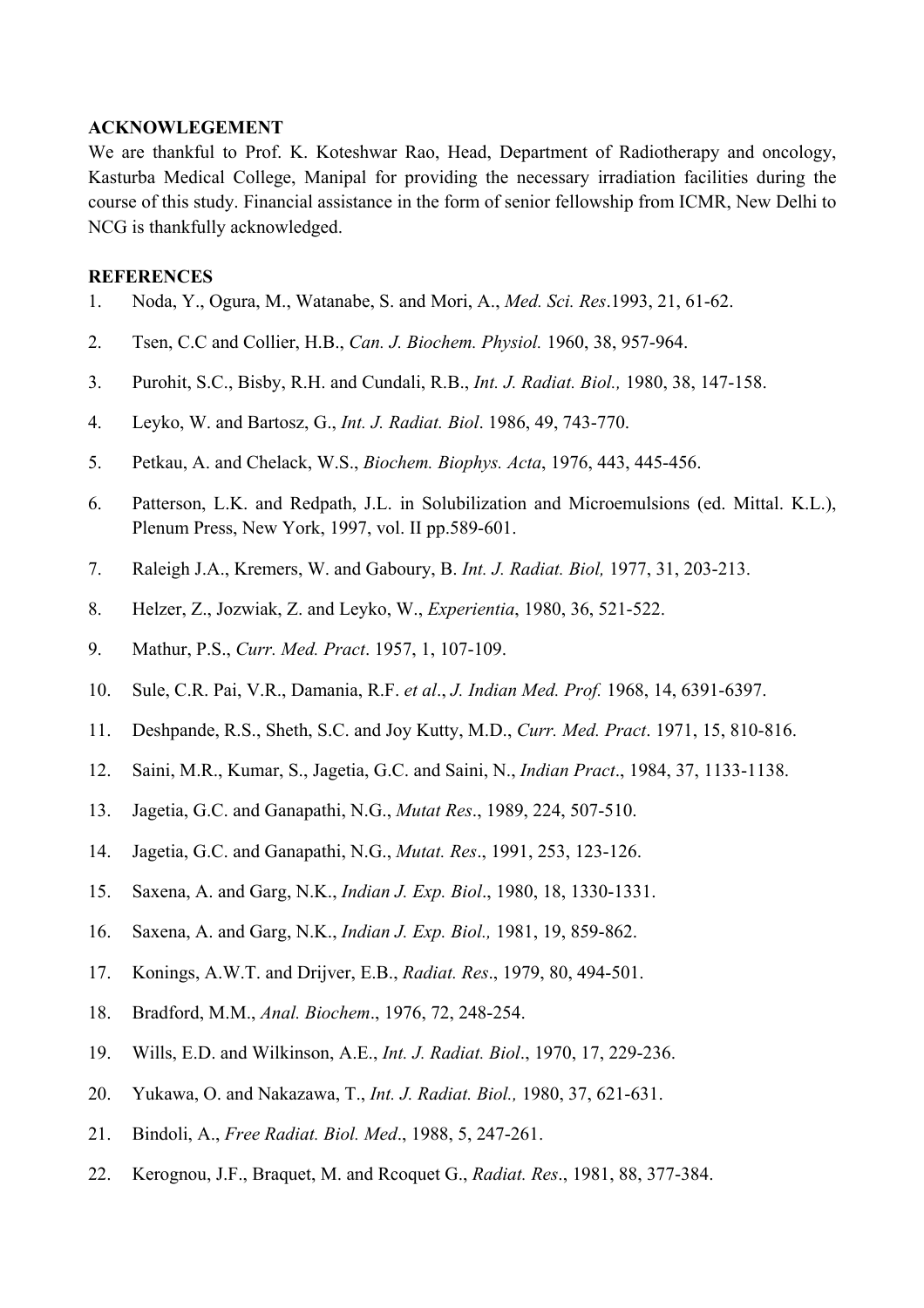**ACKNOWLEGEMENT**

We are thankful to Prof. K. Koteshwar Rao, Head, Department of Radiotherapy and oncology, Kasturba Medical College, Manipal for providing the necessary irradiation facilities during the course of this study. Financial assistance in the form of senior fellowship from ICMR, New Delhi to NCG is thankfully acknowledged.

**REFERENCES**

1. Noda, Y., Ogura, M., Watanabe, S. and Mori, A., *Med. Sci. Res*.1993, 21, 61-62.
2. Tsen, C.C and Collier, H.B., *Can. J. Biochem. Physiol.* 1960, 38, 957-964.
3. Purohit, S.C., Bisby, R.H. and Cundali, R.B., *Int. J. Radiat. Biol.,* 1980, 38, 147-158.
4. Leyko, W. and Bartosz, G., *Int. J. Radiat. Biol*. 1986, 49, 743-770.
5. Petkau, A. and Chelack, W.S., *Biochem. Biophys. Acta*, 1976, 443, 445-456.
6. Patterson, L.K. and Redpath, J.L. in Solubilization and Microemulsions (ed. Mittal. K.L.), Plenum Press, New York, 1997, vol. II pp.589-601.
7. Raleigh J.A., Kremers, W. and Gaboury, B. *Int. J. Radiat. Biol,* 1977, 31, 203-213.
8. Helzer, Z., Jozwiak, Z. and Leyko, W., *Experientia*, 1980, 36, 521-522.
9. Mathur, P.S., *Curr. Med. Pract*. 1957, 1, 107-109.
10. Sule, C.R. Pai, V.R., Damania, R.F. *et al*., *J. Indian Med. Prof.* 1968, 14, 6391-6397.
11. Deshpande, R.S., Sheth, S.C. and Joy Kutty, M.D., *Curr. Med. Pract*. 1971, 15, 810-816.
12. Saini, M.R., Kumar, S., Jagetia, G.C. and Saini, N., *Indian Pract*., 1984, 37, 1133-1138.
13. Jagetia, G.C. and Ganapathi, N.G., *Mutat Res*., 1989, 224, 507-510.
14. Jagetia, G.C. and Ganapathi, N.G., *Mutat. Res*., 1991, 253, 123-126.
15. Saxena, A. and Garg, N.K., *Indian J. Exp. Biol*., 1980, 18, 1330-1331.
16. Saxena, A. and Garg, N.K., *Indian J. Exp. Biol.,* 1981, 19, 859-862.
17. Konings, A.W.T. and Drijver, E.B., *Radiat. Res*., 1979, 80, 494-501.
18. Bradford, M.M., *Anal. Biochem*., 1976, 72, 248-254.
19. Wills, E.D. and Wilkinson, A.E., *Int. J. Radiat. Biol*., 1970, 17, 229-236.
20. Yukawa, O. and Nakazawa, T., *Int. J. Radiat. Biol.,* 1980, 37, 621-631.
21. Bindoli, A., *Free Radiat. Biol. Med*., 1988, 5, 247-261.
22. Kerognou, J.F., Braquet, M. and Rcoquet G., *Radiat. Res*., 1981, 88, 377-384.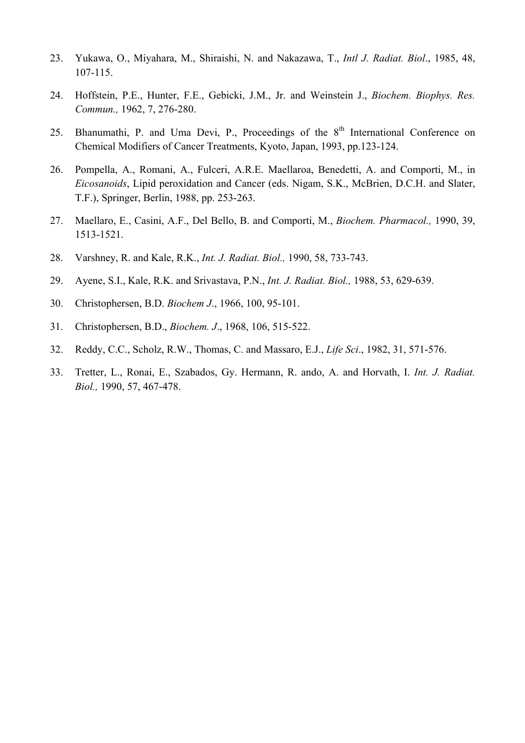23. Yukawa, O., Miyahara, M., Shiraishi, N. and Nakazawa, T., *Intl J. Radiat. Biol*., 1985, 48, 107-115.

24. Hoffstein, P.E., Hunter, F.E., Gebicki, J.M., Jr. and Weinstein J., *Biochem. Biophys. Res. Commun.,* 1962, 7, 276-280.

25. Bhanumathi, P. and Uma Devi, P., Proceedings of the 8th International Conference on Chemical Modifiers of Cancer Treatments, Kyoto, Japan, 1993, pp.123-124.

26. Pompella, A., Romani, A., Fulceri, A.R.E. Maellaroa, Benedetti, A. and Comporti, M., in *Eicosanoids*, Lipid peroxidation and Cancer (eds. Nigam, S.K., McBrien, D.C.H. and Slater, T.F.), Springer, Berlin, 1988, pp. 253-263.

27. Maellaro, E., Casini, A.F., Del Bello, B. and Comporti, M., *Biochem. Pharmacol.,* 1990, 39, 1513-1521.

28. Varshney, R. and Kale, R.K., *Int. J. Radiat. Biol.,* 1990, 58, 733-743.

29. Ayene, S.I., Kale, R.K. and Srivastava, P.N., *Int. J. Radiat. Biol.,* 1988, 53, 629-639.

30. Christophersen, B.D. *Biochem J*., 1966, 100, 95-101.

31. Christophersen, B.D., *Biochem. J*., 1968, 106, 515-522.

32. Reddy, C.C., Scholz, R.W., Thomas, C. and Massaro, E.J., *Life Sci*., 1982, 31, 571-576.

33. Tretter, L., Ronai, E., Szabados, Gy. Hermann, R. ando, A. and Horvath, I. *Int. J. Radiat. Biol.,* 1990, 57, 467-478.